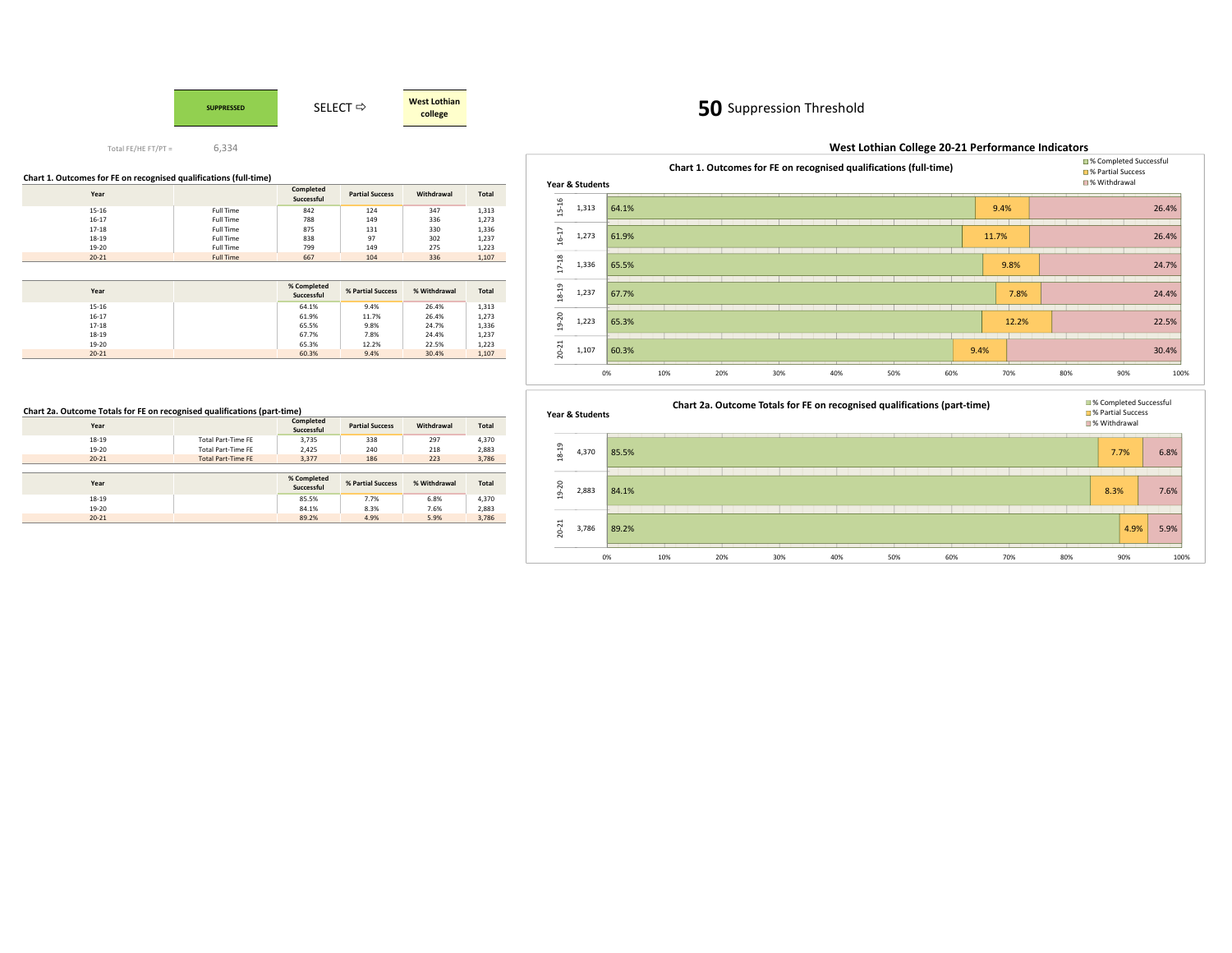SUPPRESSED

SELECT ⇨ West Lothian college

**50** Suppression Threshold

Total FE/HE FT/PT = 6,334

### Chart 1. Outcomes for FE on recognised qualifications (full-time)

| Year | | Completed Successful | Partial Success | Withdrawal | Total |
|---|---|---|---|---|---|
| 15-16 | Full Time | 842 | 124 | 347 | 1,313 |
| 16-17 | Full Time | 788 | 149 | 336 | 1,273 |
| 17-18 | Full Time | 875 | 131 | 330 | 1,336 |
| 18-19 | Full Time | 838 | 97 | 302 | 1,237 |
| 19-20 | Full Time | 799 | 149 | 275 | 1,223 |
| 20-21 | Full Time | 667 | 104 | 336 | 1,107 |

| Year | | % Completed Successful | % Partial Success | % Withdrawal | Total |
|---|---|---|---|---|---|
| 15-16 | | 64.1% | 9.4% | 26.4% | 1,313 |
| 16-17 | | 61.9% | 11.7% | 26.4% | 1,273 |
| 17-18 | | 65.5% | 9.8% | 24.7% | 1,336 |
| 18-19 | | 67.7% | 7.8% | 24.4% | 1,237 |
| 19-20 | | 65.3% | 12.2% | 22.5% | 1,223 |
| 20-21 | | 60.3% | 9.4% | 30.4% | 1,107 |

### Chart 2a. Outcome Totals for FE on recognised qualifications (part-time)

| Year | | Completed Successful | Partial Success | Withdrawal | Total |
|---|---|---|---|---|---|
| 18-19 | Total Part-Time FE | 3,735 | 338 | 297 | 4,370 |
| 19-20 | Total Part-Time FE | 2,425 | 240 | 218 | 2,883 |
| 20-21 | Total Part-Time FE | 3,377 | 186 | 223 | 3,786 |

| Year | | % Completed Successful | % Partial Success | % Withdrawal | Total |
|---|---|---|---|---|---|
| 18-19 | | 85.5% | 7.7% | 6.8% | 4,370 |
| 19-20 | | 84.1% | 8.3% | 7.6% | 2,883 |
| 20-21 | | 89.2% | 4.9% | 5.9% | 3,786 |

## West Lothian College 20-21 Performance Indicators

### Chart 1. Outcomes for FE on recognised qualifications (full-time)

| Year & Students | | % Completed Successful | % Partial Success | % Withdrawal |
|---|---|---|---|---|
| 15-16 | 1,313 | 64.1% | 9.4% | 26.4% |
| 16-17 | 1,273 | 61.9% | 11.7% | 26.4% |
| 17-18 | 1,336 | 65.5% | 9.8% | 24.7% |
| 18-19 | 1,237 | 67.7% | 7.8% | 24.4% |
| 19-20 | 1,223 | 65.3% | 12.2% | 22.5% |
| 20-21 | 1,107 | 60.3% | 9.4% | 30.4% |

### Chart 2a. Outcome Totals for FE on recognised qualifications (part-time)

| Year & Students | | % Completed Successful | % Partial Success | % Withdrawal |
|---|---|---|---|---|
| 18-19 | 4,370 | 85.5% | 7.7% | 6.8% |
| 19-20 | 2,883 | 84.1% | 8.3% | 7.6% |
| 20-21 | 3,786 | 89.2% | 4.9% | 5.9% |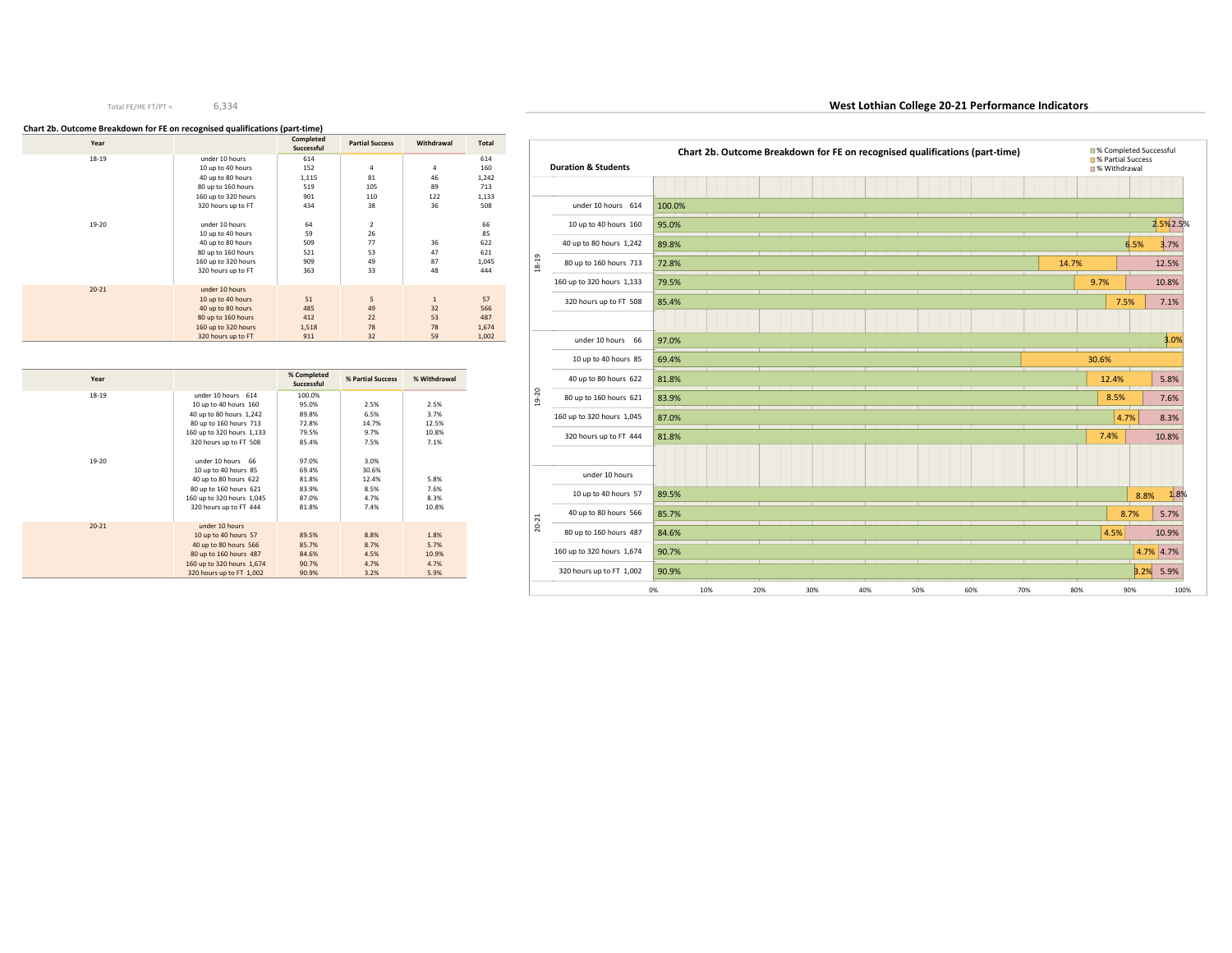Total FE/HE FT/PT = 6,334

## West Lothian College 20-21 Performance Indicators

### Chart 2b. Outcome Breakdown for FE on recognised qualifications (part-time)

| Year | | Completed Successful | Partial Success | Withdrawal | Total |
|---|---|---|---|---|---|
| 18-19 | under 10 hours | 614 | | | 614 |
| | 10 up to 40 hours | 152 | 4 | 4 | 160 |
| | 40 up to 80 hours | 1,115 | 81 | 46 | 1,242 |
| | 80 up to 160 hours | 519 | 105 | 89 | 713 |
| | 160 up to 320 hours | 901 | 110 | 122 | 1,133 |
| | 320 hours up to FT | 434 | 38 | 36 | 508 |
| 19-20 | under 10 hours | 64 | 2 | | 66 |
| | 10 up to 40 hours | 59 | 26 | | 85 |
| | 40 up to 80 hours | 509 | 77 | 36 | 622 |
| | 80 up to 160 hours | 521 | 53 | 47 | 621 |
| | 160 up to 320 hours | 909 | 49 | 87 | 1,045 |
| | 320 hours up to FT | 363 | 33 | 48 | 444 |
| 20-21 | under 10 hours | | | | |
| | 10 up to 40 hours | 51 | 5 | 1 | 57 |
| | 40 up to 80 hours | 485 | 49 | 32 | 566 |
| | 80 up to 160 hours | 412 | 22 | 53 | 487 |
| | 160 up to 320 hours | 1,518 | 78 | 78 | 1,674 |
| | 320 hours up to FT | 911 | 32 | 59 | 1,002 |

| Year | | % Completed Successful | % Partial Success | % Withdrawal |
|---|---|---|---|---|
| 18-19 | under 10 hours 614 | 100.0% | | |
| | 10 up to 40 hours 160 | 95.0% | 2.5% | 2.5% |
| | 40 up to 80 hours 1,242 | 89.8% | 6.5% | 3.7% |
| | 80 up to 160 hours 713 | 72.8% | 14.7% | 12.5% |
| | 160 up to 320 hours 1,133 | 79.5% | 9.7% | 10.8% |
| | 320 hours up to FT 508 | 85.4% | 7.5% | 7.1% |
| 19-20 | under 10 hours 66 | 97.0% | 3.0% | |
| | 10 up to 40 hours 85 | 69.4% | 30.6% | |
| | 40 up to 80 hours 622 | 81.8% | 12.4% | 5.8% |
| | 80 up to 160 hours 621 | 83.9% | 8.5% | 7.6% |
| | 160 up to 320 hours 1,045 | 87.0% | 4.7% | 8.3% |
| | 320 hours up to FT 444 | 81.8% | 7.4% | 10.8% |
| 20-21 | under 10 hours | | | |
| | 10 up to 40 hours 57 | 89.5% | 8.8% | 1.8% |
| | 40 up to 80 hours 566 | 85.7% | 8.7% | 5.7% |
| | 80 up to 160 hours 487 | 84.6% | 4.5% | 10.9% |
| | 160 up to 320 hours 1,674 | 90.7% | 4.7% | 4.7% |
| | 320 hours up to FT 1,002 | 90.9% | 3.2% | 5.9% |

### Chart 2b. Outcome Breakdown for FE on recognised qualifications (part-time)

Legend: % Completed Successful; % Partial Success; % Withdrawal

| Year | Duration & Students | % Completed Successful | % Partial Success | % Withdrawal |
|---|---|---|---|---|
| 18-19 | under 10 hours 614 | 100.0% | | |
| | 10 up to 40 hours 160 | 95.0% | 2.5% | 2.5% |
| | 40 up to 80 hours 1,242 | 89.8% | 6.5% | 3.7% |
| | 80 up to 160 hours 713 | 72.8% | 14.7% | 12.5% |
| | 160 up to 320 hours 1,133 | 79.5% | 9.7% | 10.8% |
| | 320 hours up to FT 508 | 85.4% | 7.5% | 7.1% |
| 19-20 | under 10 hours 66 | 97.0% | 3.0% | |
| | 10 up to 40 hours 85 | 69.4% | 30.6% | |
| | 40 up to 80 hours 622 | 81.8% | 12.4% | 5.8% |
| | 80 up to 160 hours 621 | 83.9% | 8.5% | 7.6% |
| | 160 up to 320 hours 1,045 | 87.0% | 4.7% | 8.3% |
| | 320 hours up to FT 444 | 81.8% | 7.4% | 10.8% |
| 20-21 | under 10 hours | | | |
| | 10 up to 40 hours 57 | 89.5% | 8.8% | 1.8% |
| | 40 up to 80 hours 566 | 85.7% | 8.7% | 5.7% |
| | 80 up to 160 hours 487 | 84.6% | 4.5% | 10.9% |
| | 160 up to 320 hours 1,674 | 90.7% | 4.7% | 4.7% |
| | 320 hours up to FT 1,002 | 90.9% | 3.2% | 5.9% |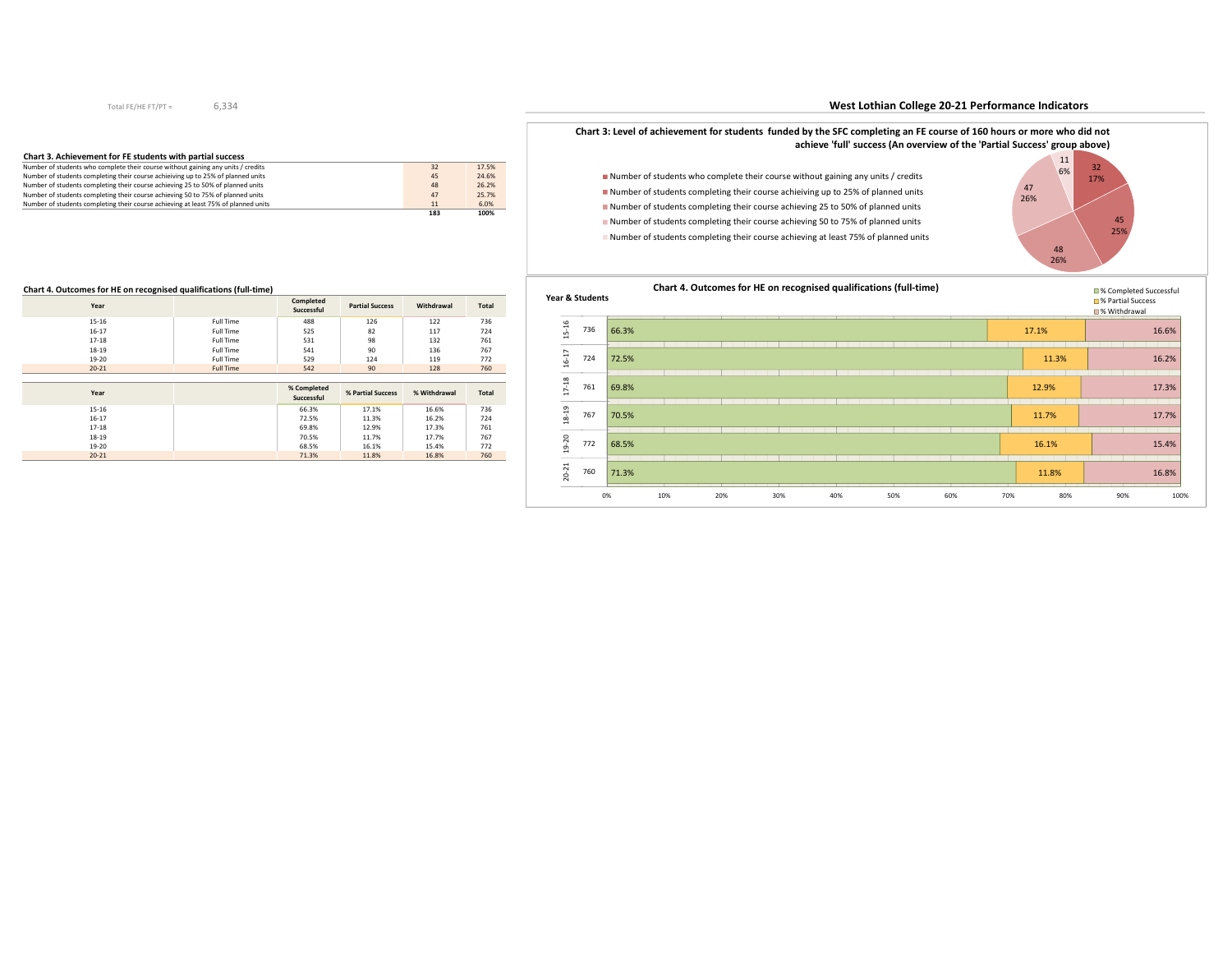Total FE/HE FT/PT = 6,334

## West Lothian College 20-21 Performance Indicators

### Chart 3. Achievement for FE students with partial success

| | | |
|---|---|---|
| Number of students who complete their course without gaining any units / credits | 32 | 17.5% |
| Number of students completing their course achieving up to 25% of planned units | 45 | 24.6% |
| Number of students completing their course achieving 25 to 50% of planned units | 48 | 26.2% |
| Number of students completing their course achieving 50 to 75% of planned units | 47 | 25.7% |
| Number of students completing their course achieving at least 75% of planned units | 11 | 6.0% |
| | **183** | **100%** |

**Chart 3: Level of achievement for students funded by the SFC completing an FE course of 160 hours or more who did not achieve 'full' success (An overview of the 'Partial Success' group above)**

- Number of students who complete their course without gaining any units / credits — 32, 17%
- Number of students completing their course achieiving up to 25% of planned units — 45, 25%
- Number of students completing their course achieving 25 to 50% of planned units — 48, 26%
- Number of students completing their course achieving 50 to 75% of planned units — 47, 26%
- Number of students completing their course achieving at least 75% of planned units — 11, 6%

### Chart 4. Outcomes for HE on recognised qualifications (full-time)

| Year | | Completed Successful | Partial Success | Withdrawal | Total |
|---|---|---|---|---|---|
| 15-16 | Full Time | 488 | 126 | 122 | 736 |
| 16-17 | Full Time | 525 | 82 | 117 | 724 |
| 17-18 | Full Time | 531 | 98 | 132 | 761 |
| 18-19 | Full Time | 541 | 90 | 136 | 767 |
| 19-20 | Full Time | 529 | 124 | 119 | 772 |
| 20-21 | Full Time | 542 | 90 | 128 | 760 |

| Year | | % Completed Successful | % Partial Success | % Withdrawal | Total |
|---|---|---|---|---|---|
| 15-16 | | 66.3% | 17.1% | 16.6% | 736 |
| 16-17 | | 72.5% | 11.3% | 16.2% | 724 |
| 17-18 | | 69.8% | 12.9% | 17.3% | 761 |
| 18-19 | | 70.5% | 11.7% | 17.7% | 767 |
| 19-20 | | 68.5% | 16.1% | 15.4% | 772 |
| 20-21 | | 71.3% | 11.8% | 16.8% | 760 |

**Chart 4. Outcomes for HE on recognised qualifications (full-time)**

| Year & Students | | % Completed Successful | % Partial Success | % Withdrawal |
|---|---|---|---|---|
| 15-16 | 736 | 66.3% | 17.1% | 16.6% |
| 16-17 | 724 | 72.5% | 11.3% | 16.2% |
| 17-18 | 761 | 69.8% | 12.9% | 17.3% |
| 18-19 | 767 | 70.5% | 11.7% | 17.7% |
| 19-20 | 772 | 68.5% | 16.1% | 15.4% |
| 20-21 | 760 | 71.3% | 11.8% | 16.8% |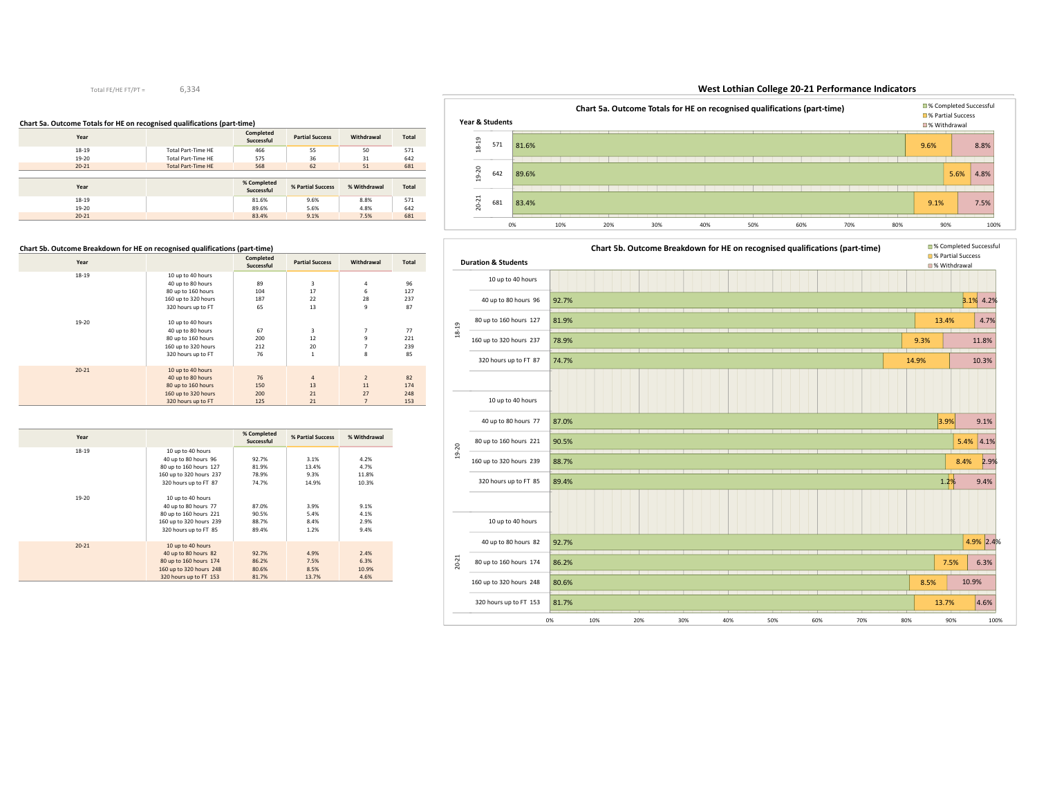Total FE/HE FT/PT = 6,334

## West Lothian College 20-21 Performance Indicators

### Chart 5a. Outcome Totals for HE on recognised qualifications (part-time)

| Year | | Completed Successful | Partial Success | Withdrawal | Total |
|---|---|---|---|---|---|
| 18-19 | Total Part-Time HE | 466 | 55 | 50 | 571 |
| 19-20 | Total Part-Time HE | 575 | 36 | 31 | 642 |
| 20-21 | Total Part-Time HE | 568 | 62 | 51 | 681 |

| Year | | % Completed Successful | % Partial Success | % Withdrawal | Total |
|---|---|---|---|---|---|
| 18-19 | | 81.6% | 9.6% | 8.8% | 571 |
| 19-20 | | 89.6% | 5.6% | 4.8% | 642 |
| 20-21 | | 83.4% | 9.1% | 7.5% | 681 |

### Chart 5b. Outcome Breakdown for HE on recognised qualifications (part-time)

| Year | | Completed Successful | Partial Success | Withdrawal | Total |
|---|---|---|---|---|---|
| 18-19 | 10 up to 40 hours | | | | |
| | 40 up to 80 hours | 89 | 3 | 4 | 96 |
| | 80 up to 160 hours | 104 | 17 | 6 | 127 |
| | 160 up to 320 hours | 187 | 22 | 28 | 237 |
| | 320 hours up to FT | 65 | 13 | 9 | 87 |
| 19-20 | 10 up to 40 hours | | | | |
| | 40 up to 80 hours | 67 | 3 | 7 | 77 |
| | 80 up to 160 hours | 200 | 12 | 9 | 221 |
| | 160 up to 320 hours | 212 | 20 | 7 | 239 |
| | 320 hours up to FT | 76 | 1 | 8 | 85 |
| 20-21 | 10 up to 40 hours | | | | |
| | 40 up to 80 hours | 76 | 4 | 2 | 82 |
| | 80 up to 160 hours | 150 | 13 | 11 | 174 |
| | 160 up to 320 hours | 200 | 21 | 27 | 248 |
| | 320 hours up to FT | 125 | 21 | 7 | 153 |

| Year | | % Completed Successful | % Partial Success | % Withdrawal |
|---|---|---|---|---|
| 18-19 | 10 up to 40 hours | | | |
| | 40 up to 80 hours 96 | 92.7% | 3.1% | 4.2% |
| | 80 up to 160 hours 127 | 81.9% | 13.4% | 4.7% |
| | 160 up to 320 hours 237 | 78.9% | 9.3% | 11.8% |
| | 320 hours up to FT 87 | 74.7% | 14.9% | 10.3% |
| 19-20 | 10 up to 40 hours | | | |
| | 40 up to 80 hours 77 | 87.0% | 3.9% | 9.1% |
| | 80 up to 160 hours 221 | 90.5% | 5.4% | 4.1% |
| | 160 up to 320 hours 239 | 88.7% | 8.4% | 2.9% |
| | 320 hours up to FT 85 | 89.4% | 1.2% | 9.4% |
| 20-21 | 10 up to 40 hours | | | |
| | 40 up to 80 hours 82 | 92.7% | 4.9% | 2.4% |
| | 80 up to 160 hours 174 | 86.2% | 7.5% | 6.3% |
| | 160 up to 320 hours 248 | 80.6% | 8.5% | 10.9% |
| | 320 hours up to FT 153 | 81.7% | 13.7% | 4.6% |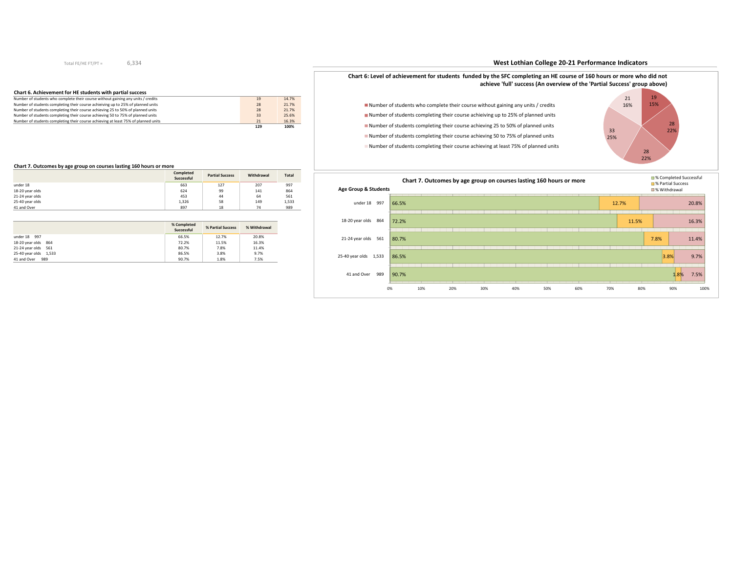Total FE/HE FT/PT = 6,334

## West Lothian College 20-21 Performance Indicators

### Chart 6. Achievement for HE students with partial success

| | | |
|---|---|---|
| Number of students who complete their course without gaining any units / credits | 19 | 14.7% |
| Number of students completing their course achieiving up to 25% of planned units | 28 | 21.7% |
| Number of students completing their course achieving 25 to 50% of planned units | 28 | 21.7% |
| Number of students completing their course achieving 50 to 75% of planned units | 33 | 25.6% |
| Number of students completing their course achieving at least 75% of planned units | 21 | 16.3% |
| | **129** | **100%** |

**Chart 6: Level of achievement for students funded by the SFC completing an HE course of 160 hours or more who did not achieve 'full' success (An overview of the 'Partial Success' group above)**

- Number of students who complete their course without gaining any units / credits — 19, 15%
- Number of students completing their course achieiving up to 25% of planned units — 28, 22%
- Number of students completing their course achieving 25 to 50% of planned units — 28, 22%
- Number of students completing their course achieving 50 to 75% of planned units — 33, 25%
- Number of students completing their course achieving at least 75% of planned units — 21, 16%

### Chart 7. Outcomes by age group on courses lasting 160 hours or more

| | Completed Successful | Partial Success | Withdrawal | Total |
|---|---|---|---|---|
| under 18 | 663 | 127 | 207 | 997 |
| 18-20 year olds | 624 | 99 | 141 | 864 |
| 21-24 year olds | 453 | 44 | 64 | 561 |
| 25-40 year olds | 1,326 | 58 | 149 | 1,533 |
| 41 and Over | 897 | 18 | 74 | 989 |

| | % Completed Successful | % Partial Success | % Withdrawal |
|---|---|---|---|
| under 18 997 | 66.5% | 12.7% | 20.8% |
| 18-20 year olds 864 | 72.2% | 11.5% | 16.3% |
| 21-24 year olds 561 | 80.7% | 7.8% | 11.4% |
| 25-40 year olds 1,533 | 86.5% | 3.8% | 9.7% |
| 41 and Over 989 | 90.7% | 1.8% | 7.5% |

**Chart 7. Outcomes by age group on courses lasting 160 hours or more**

| Age Group & Students | % Completed Successful | % Partial Success | % Withdrawal |
|---|---|---|---|
| under 18 997 | 66.5% | 12.7% | 20.8% |
| 18-20 year olds 864 | 72.2% | 11.5% | 16.3% |
| 21-24 year olds 561 | 80.7% | 7.8% | 11.4% |
| 25-40 year olds 1,533 | 86.5% | 3.8% | 9.7% |
| 41 and Over 989 | 90.7% | 1.8% | 7.5% |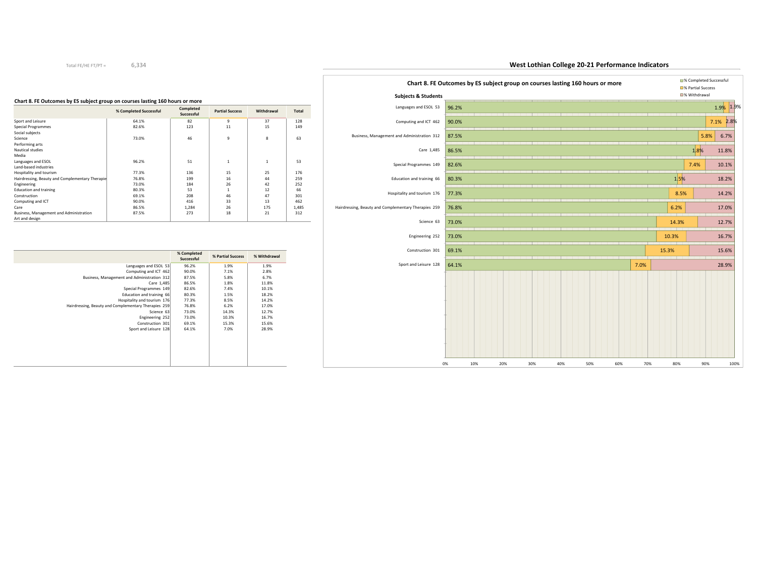Total FE/HE FT/PT = 6,334

## West Lothian College 20-21 Performance Indicators

### Chart 8. FE Outcomes by ES subject group on courses lasting 160 hours or more

| | % Completed Successful | Completed Successful | Partial Success | Withdrawal | Total |
|---|---|---|---|---|---|
| Sport and Leisure | 64.1% | 82 | 9 | 37 | 128 |
| Special Programmes | 82.6% | 123 | 11 | 15 | 149 |
| Social subjects | | | | | |
| Science | 73.0% | 46 | 9 | 8 | 63 |
| Performing arts | | | | | |
| Nautical studies | | | | | |
| Media | | | | | |
| Languages and ESOL | 96.2% | 51 | 1 | 1 | 53 |
| Land-based industries | | | | | |
| Hospitality and tourism | 77.3% | 136 | 15 | 25 | 176 |
| Hairdressing, Beauty and Complementary Therapie | 76.8% | 199 | 16 | 44 | 259 |
| Engineering | 73.0% | 184 | 26 | 42 | 252 |
| Education and training | 80.3% | 53 | 1 | 12 | 66 |
| Construction | 69.1% | 208 | 46 | 47 | 301 |
| Computing and ICT | 90.0% | 416 | 33 | 13 | 462 |
| Care | 86.5% | 1,284 | 26 | 175 | 1,485 |
| Business, Management and Administration | 87.5% | 273 | 18 | 21 | 312 |
| Art and design | | | | | |

| | % Completed Successful | % Partial Success | % Withdrawal |
|---|---|---|---|
| Languages and ESOL 53 | 96.2% | 1.9% | 1.9% |
| Computing and ICT 462 | 90.0% | 7.1% | 2.8% |
| Business, Management and Administration 312 | 87.5% | 5.8% | 6.7% |
| Care 1,485 | 86.5% | 1.8% | 11.8% |
| Special Programmes 149 | 82.6% | 7.4% | 10.1% |
| Education and training 66 | 80.3% | 1.5% | 18.2% |
| Hospitality and tourism 176 | 77.3% | 8.5% | 14.2% |
| Hairdressing, Beauty and Complementary Therapies 259 | 76.8% | 6.2% | 17.0% |
| Science 63 | 73.0% | 14.3% | 12.7% |
| Engineering 252 | 73.0% | 10.3% | 16.7% |
| Construction 301 | 69.1% | 15.3% | 15.6% |
| Sport and Leisure 128 | 64.1% | 7.0% | 28.9% |

### Chart 8. FE Outcomes by ES subject group on courses lasting 160 hours or more

Subjects & Students

Legend: % Completed Successful, % Partial Success, % Withdrawal

| Subjects & Students | % Completed Successful | % Partial Success | % Withdrawal |
|---|---|---|---|
| Languages and ESOL 53 | 96.2% | 1.9% | 1.9% |
| Computing and ICT 462 | 90.0% | 7.1% | 2.8% |
| Business, Management and Administration 312 | 87.5% | 5.8% | 6.7% |
| Care 1,485 | 86.5% | 1.8% | 11.8% |
| Special Programmes 149 | 82.6% | 7.4% | 10.1% |
| Education and training 66 | 80.3% | 1.5% | 18.2% |
| Hospitality and tourism 176 | 77.3% | 8.5% | 14.2% |
| Hairdressing, Beauty and Complementary Therapies 259 | 76.8% | 6.2% | 17.0% |
| Science 63 | 73.0% | 14.3% | 12.7% |
| Engineering 252 | 73.0% | 10.3% | 16.7% |
| Construction 301 | 69.1% | 15.3% | 15.6% |
| Sport and Leisure 128 | 64.1% | 7.0% | 28.9% |

0% 10% 20% 30% 40% 50% 60% 70% 80% 90% 100%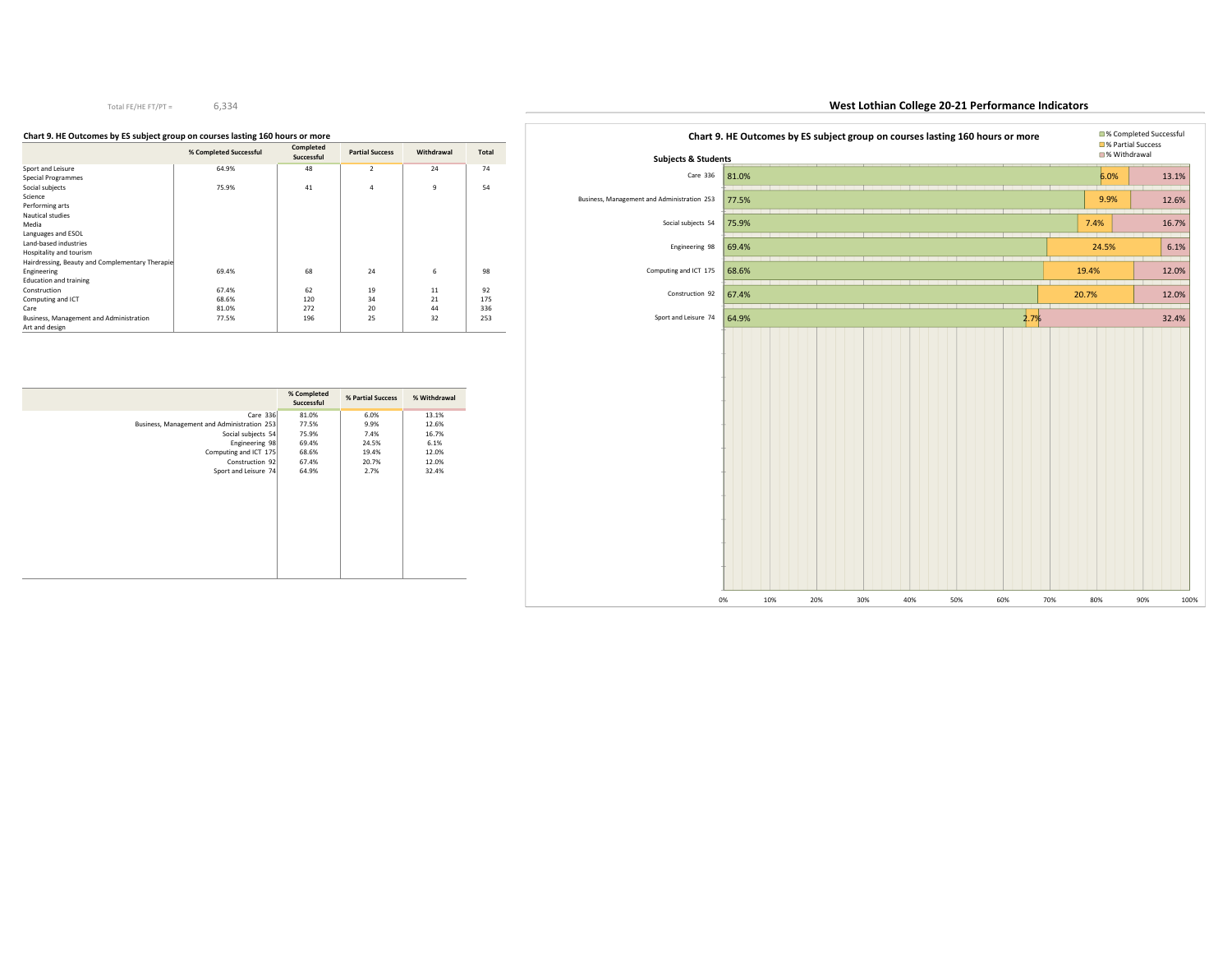Total FE/HE FT/PT = 6,334

## West Lothian College 20-21 Performance Indicators

### Chart 9. HE Outcomes by ES subject group on courses lasting 160 hours or more

| | % Completed Successful | Completed Successful | Partial Success | Withdrawal | Total |
|---|---|---|---|---|---|
| Sport and Leisure | 64.9% | 48 | 2 | 24 | 74 |
| Special Programmes | | | | | |
| Social subjects | 75.9% | 41 | 4 | 9 | 54 |
| Science | | | | | |
| Performing arts | | | | | |
| Nautical studies | | | | | |
| Media | | | | | |
| Languages and ESOL | | | | | |
| Land-based industries | | | | | |
| Hospitality and tourism | | | | | |
| Hairdressing, Beauty and Complementary Therapie | | | | | |
| Engineering | 69.4% | 68 | 24 | 6 | 98 |
| Education and training | | | | | |
| Construction | 67.4% | 62 | 19 | 11 | 92 |
| Computing and ICT | 68.6% | 120 | 34 | 21 | 175 |
| Care | 81.0% | 272 | 20 | 44 | 336 |
| Business, Management and Administration | 77.5% | 196 | 25 | 32 | 253 |
| Art and design | | | | | |

| | % Completed Successful | % Partial Success | % Withdrawal |
|---|---|---|---|
| Care 336 | 81.0% | 6.0% | 13.1% |
| Business, Management and Administration 253 | 77.5% | 9.9% | 12.6% |
| Social subjects 54 | 75.9% | 7.4% | 16.7% |
| Engineering 98 | 69.4% | 24.5% | 6.1% |
| Computing and ICT 175 | 68.6% | 19.4% | 12.0% |
| Construction 92 | 67.4% | 20.7% | 12.0% |
| Sport and Leisure 74 | 64.9% | 2.7% | 32.4% |

### Chart 9. HE Outcomes by ES subject group on courses lasting 160 hours or more

Subjects & Students

| Subjects & Students | % Completed Successful | % Partial Success | % Withdrawal |
|---|---|---|---|
| Care 336 | 81.0% | 6.0% | 13.1% |
| Business, Management and Administration 253 | 77.5% | 9.9% | 12.6% |
| Social subjects 54 | 75.9% | 7.4% | 16.7% |
| Engineering 98 | 69.4% | 24.5% | 6.1% |
| Computing and ICT 175 | 68.6% | 19.4% | 12.0% |
| Construction 92 | 67.4% | 20.7% | 12.0% |
| Sport and Leisure 74 | 64.9% | 2.7% | 32.4% |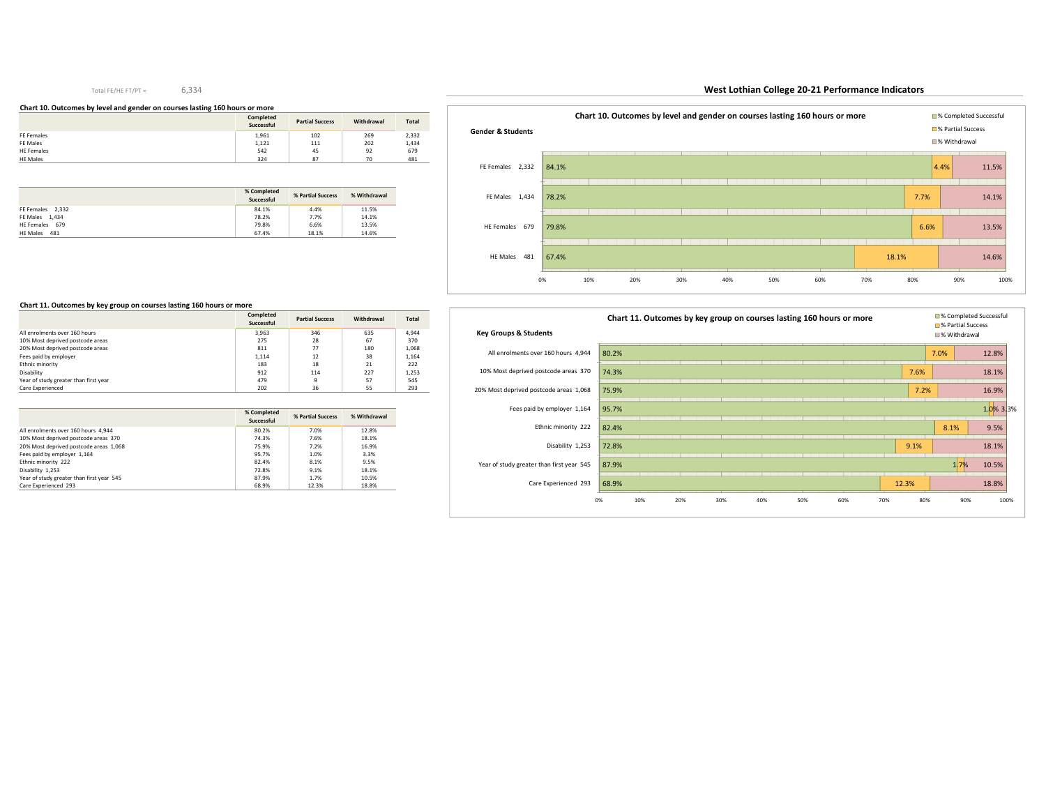Total FE/HE FT/PT = 6,334

## West Lothian College 20-21 Performance Indicators

### Chart 10. Outcomes by level and gender on courses lasting 160 hours or more

| | Completed Successful | Partial Success | Withdrawal | Total |
|---|---|---|---|---|
| FE Females | 1,961 | 102 | 269 | 2,332 |
| FE Males | 1,121 | 111 | 202 | 1,434 |
| HE Females | 542 | 45 | 92 | 679 |
| HE Males | 324 | 87 | 70 | 481 |

| | % Completed Successful | % Partial Success | % Withdrawal |
|---|---|---|---|
| FE Females 2,332 | 84.1% | 4.4% | 11.5% |
| FE Males 1,434 | 78.2% | 7.7% | 14.1% |
| HE Females 679 | 79.8% | 6.6% | 13.5% |
| HE Males 481 | 67.4% | 18.1% | 14.6% |

### Chart 11. Outcomes by key group on courses lasting 160 hours or more

| | Completed Successful | Partial Success | Withdrawal | Total |
|---|---|---|---|---|
| All enrolments over 160 hours | 3,963 | 346 | 635 | 4,944 |
| 10% Most deprived postcode areas | 275 | 28 | 67 | 370 |
| 20% Most deprived postcode areas | 811 | 77 | 180 | 1,068 |
| Fees paid by employer | 1,114 | 12 | 38 | 1,164 |
| Ethnic minority | 183 | 18 | 21 | 222 |
| Disability | 912 | 114 | 227 | 1,253 |
| Year of study greater than first year | 479 | 9 | 57 | 545 |
| Care Experienced | 202 | 36 | 55 | 293 |

| | % Completed Successful | % Partial Success | % Withdrawal |
|---|---|---|---|
| All enrolments over 160 hours 4,944 | 80.2% | 7.0% | 12.8% |
| 10% Most deprived postcode areas 370 | 74.3% | 7.6% | 18.1% |
| 20% Most deprived postcode areas 1,068 | 75.9% | 7.2% | 16.9% |
| Fees paid by employer 1,164 | 95.7% | 1.0% | 3.3% |
| Ethnic minority 222 | 82.4% | 8.1% | 9.5% |
| Disability 1,253 | 72.8% | 9.1% | 18.1% |
| Year of study greater than first year 545 | 87.9% | 1.7% | 10.5% |
| Care Experienced 293 | 68.9% | 12.3% | 18.8% |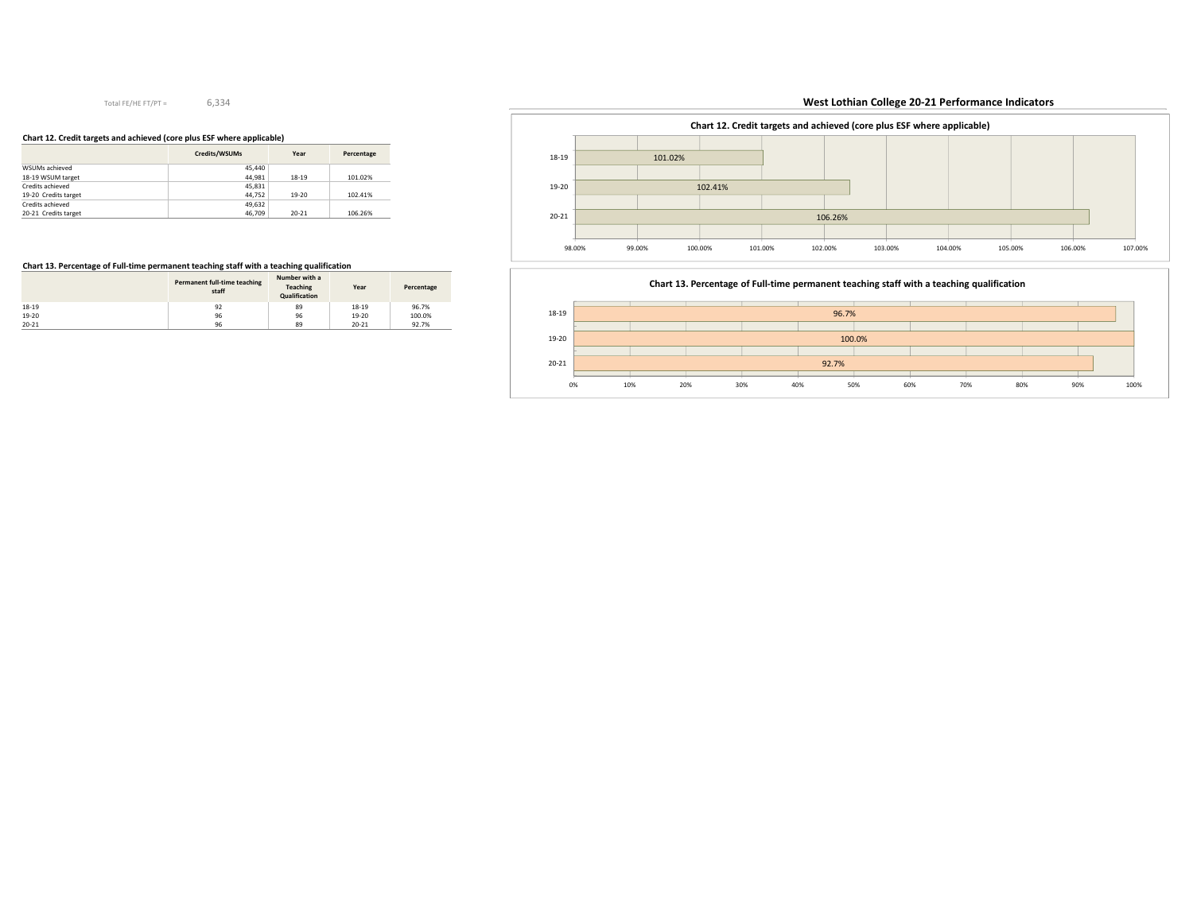Total FE/HE FT/PT = 6,334

## West Lothian College 20-21 Performance Indicators

### Chart 12. Credit targets and achieved (core plus ESF where applicable)

| | Credits/WSUMs | Year | Percentage |
|---|---|---|---|
| WSUMs achieved | 45,440 | | |
| 18-19 WSUM target | 44,981 | 18-19 | 101.02% |
| Credits achieved | 45,831 | | |
| 19-20 Credits target | 44,752 | 19-20 | 102.41% |
| Credits achieved | 49,632 | | |
| 20-21 Credits target | 46,709 | 20-21 | 106.26% |

**Chart 12. Credit targets and achieved (core plus ESF where applicable)**

18-19
101.02%
19-20
102.41%
20-21
106.26%

98.00% 99.00% 100.00% 101.00% 102.00% 103.00% 104.00% 105.00% 106.00% 107.00%

### Chart 13. Percentage of Full-time permanent teaching staff with a teaching qualification

| | Permanent full-time teaching staff | Number with a Teaching Qualification | Year | Percentage |
|---|---|---|---|---|
| 18-19 | 92 | 89 | 18-19 | 96.7% |
| 19-20 | 96 | 96 | 19-20 | 100.0% |
| 20-21 | 96 | 89 | 20-21 | 92.7% |

**Chart 13. Percentage of Full-time permanent teaching staff with a teaching qualification**

18-19
96.7%
19-20
100.0%
20-21
92.7%

0% 10% 20% 30% 40% 50% 60% 70% 80% 90% 100%